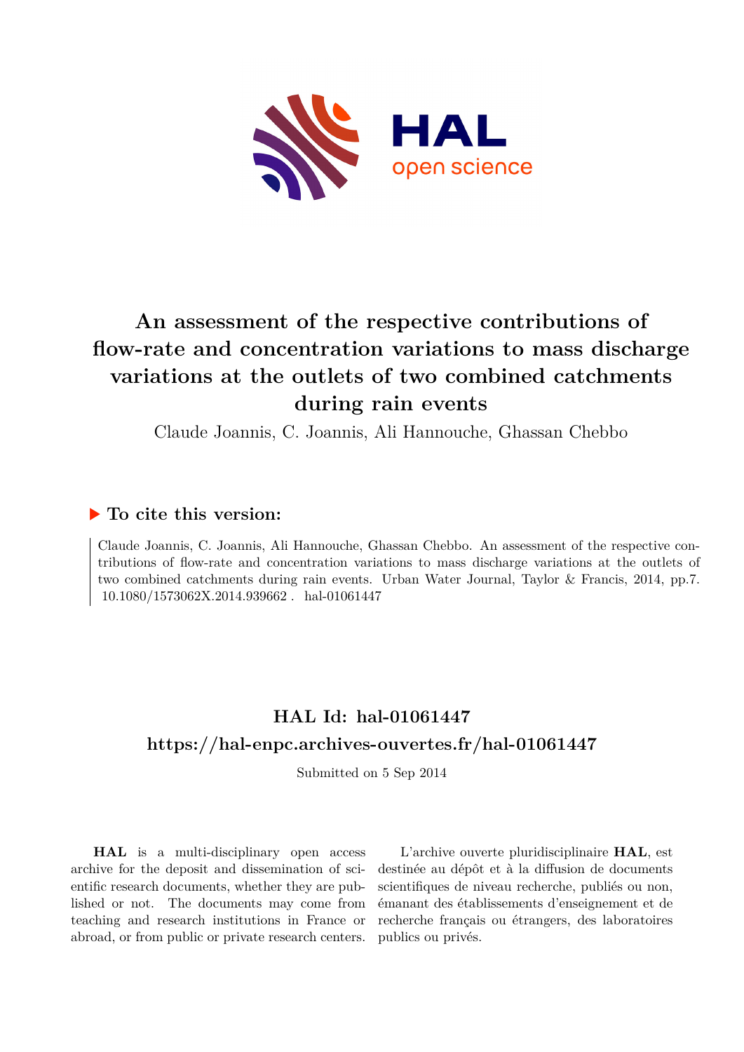# An assessment of the respective contributions of flow-rate and concentration variations to mass discharge variations at the outlets of two combined catchments during rain events

Claude Joannis, C. Joannis, Ali Hannouche, Ghassan Chebbo

## ▶ To cite this version:

Claude Joannis, C. Joannis, Ali Hannouche, Ghassan Chebbo. An assessment of the respective contributions of flow-rate and concentration variations to mass discharge variations at the outlets of two combined catchments during rain events. Urban Water Journal, Taylor & Francis, 2014, pp.7. 10.1080/1573062X.2014.939662 . hal-01061447

## HAL Id: hal-01061447

## https://hal-enpc.archives-ouvertes.fr/hal-01061447

Submitted on 5 Sep 2014

**HAL** is a multi-disciplinary open access archive for the deposit and dissemination of scientific research documents, whether they are published or not. The documents may come from teaching and research institutions in France or abroad, or from public or private research centers.

L'archive ouverte pluridisciplinaire **HAL**, est destinée au dépôt et à la diffusion de documents scientifiques de niveau recherche, publiés ou non, émanant des établissements d'enseignement et de recherche français ou étrangers, des laboratoires publics ou privés.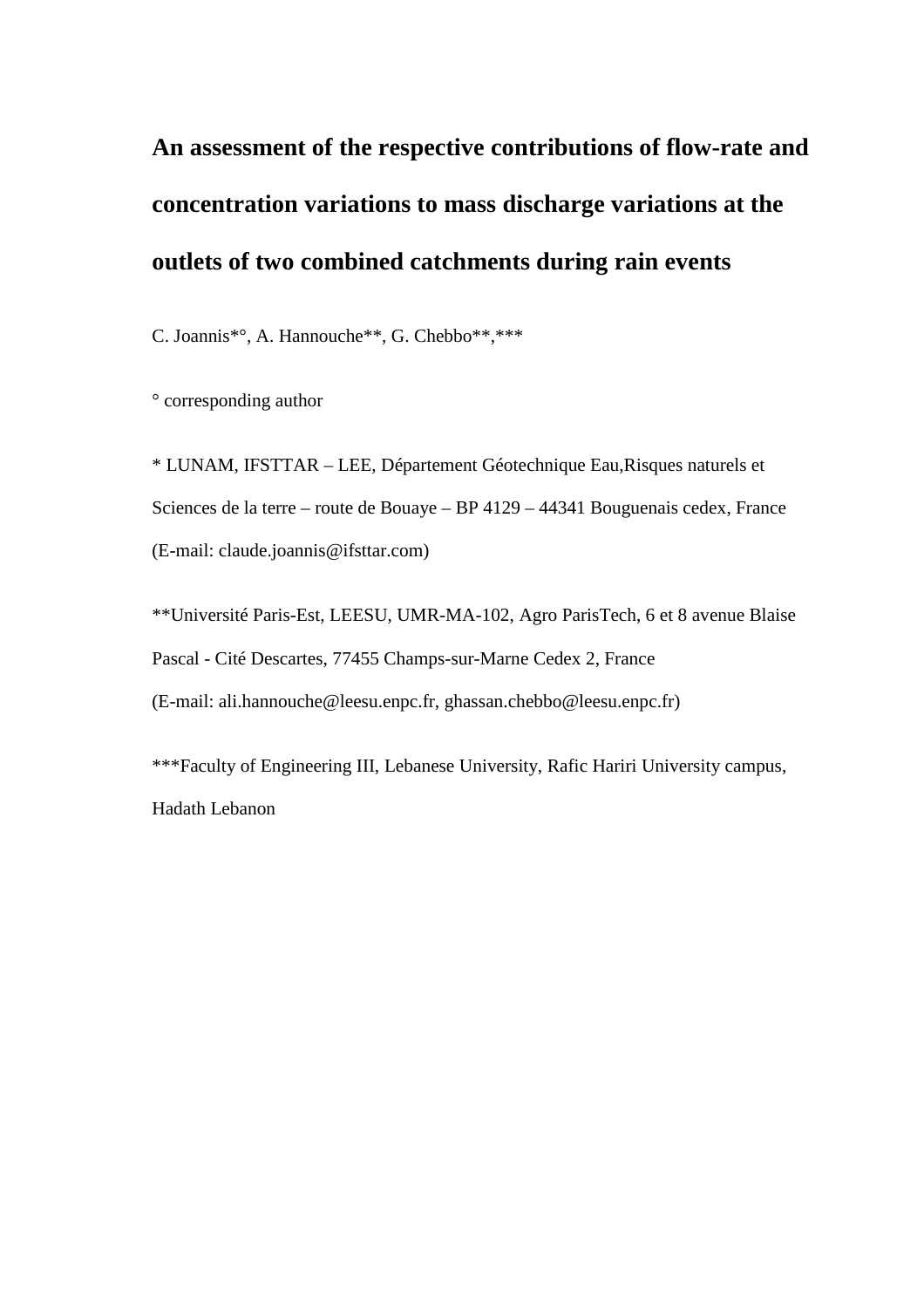# An assessment of the respective contributions of flow-rate and concentration variations to mass discharge variations at the outlets of two combined catchments during rain events

C. Joannis*°, A. Hannouche**, G. Chebbo**,***

° corresponding author

* LUNAM, IFSTTAR – LEE, Département Géotechnique Eau,Risques naturels et Sciences de la terre – route de Bouaye – BP 4129 – 44341 Bouguenais cedex, France (E-mail: claude.joannis@ifsttar.com)

**Université Paris-Est, LEESU, UMR-MA-102, Agro ParisTech, 6 et 8 avenue Blaise Pascal - Cité Descartes, 77455 Champs-sur-Marne Cedex 2, France (E-mail: ali.hannouche@leesu.enpc.fr, ghassan.chebbo@leesu.enpc.fr)

***Faculty of Engineering III, Lebanese University, Rafic Hariri University campus, Hadath Lebanon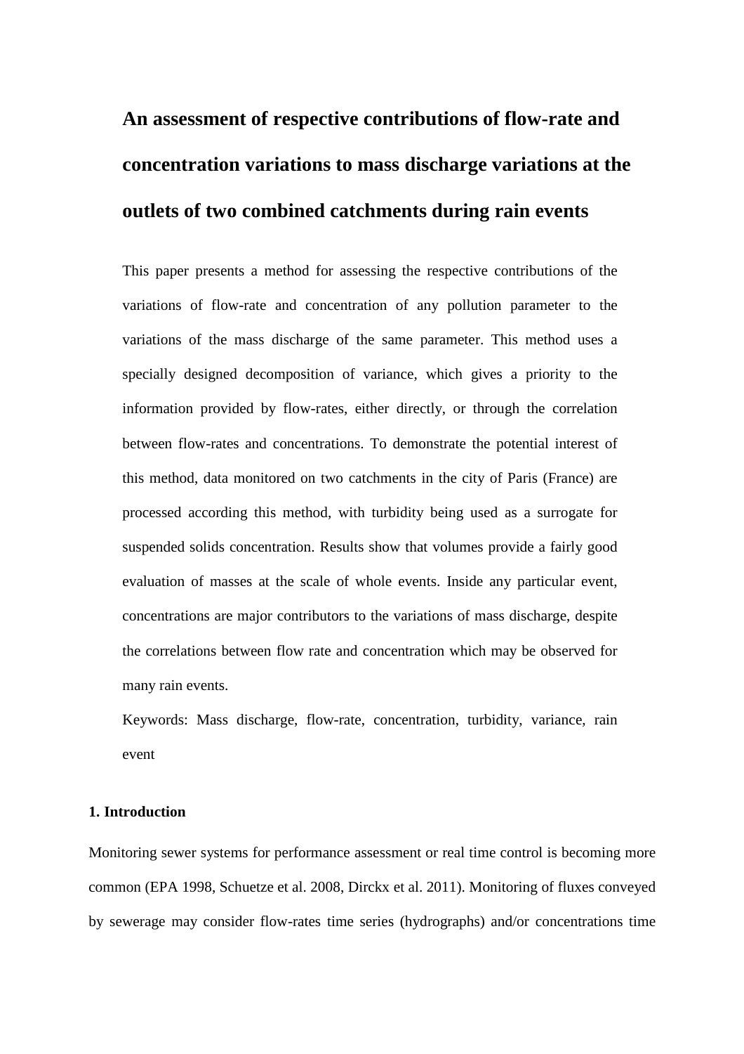# An assessment of respective contributions of flow-rate and concentration variations to mass discharge variations at the outlets of two combined catchments during rain events

This paper presents a method for assessing the respective contributions of the variations of flow-rate and concentration of any pollution parameter to the variations of the mass discharge of the same parameter. This method uses a specially designed decomposition of variance, which gives a priority to the information provided by flow-rates, either directly, or through the correlation between flow-rates and concentrations. To demonstrate the potential interest of this method, data monitored on two catchments in the city of Paris (France) are processed according this method, with turbidity being used as a surrogate for suspended solids concentration. Results show that volumes provide a fairly good evaluation of masses at the scale of whole events. Inside any particular event, concentrations are major contributors to the variations of mass discharge, despite the correlations between flow rate and concentration which may be observed for many rain events.

Keywords: Mass discharge, flow-rate, concentration, turbidity, variance, rain event

## 1. Introduction

Monitoring sewer systems for performance assessment or real time control is becoming more common (EPA 1998, Schuetze et al. 2008, Dirckx et al. 2011). Monitoring of fluxes conveyed by sewerage may consider flow-rates time series (hydrographs) and/or concentrations time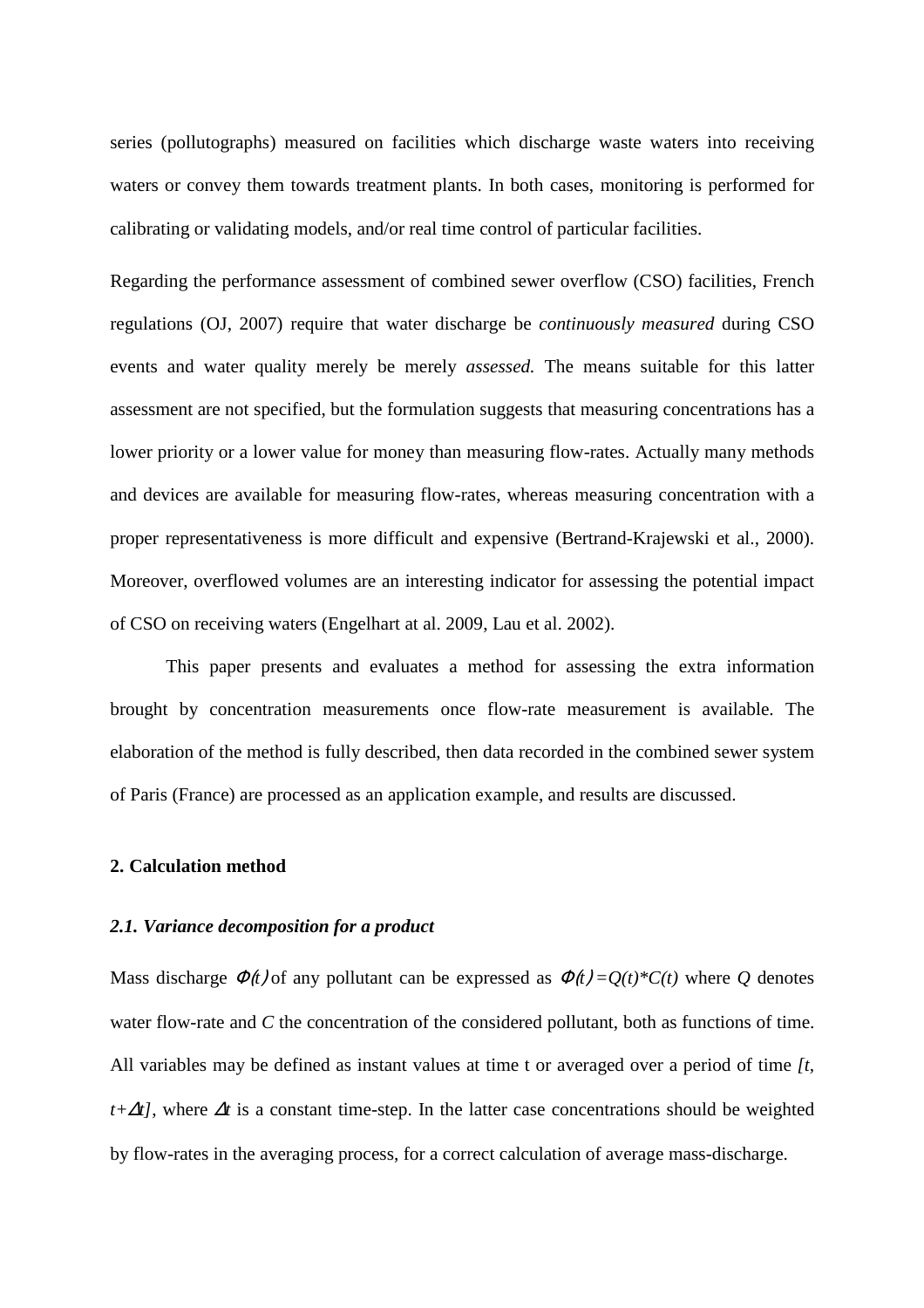series (pollutographs) measured on facilities which discharge waste waters into receiving waters or convey them towards treatment plants. In both cases, monitoring is performed for calibrating or validating models, and/or real time control of particular facilities.

Regarding the performance assessment of combined sewer overflow (CSO) facilities, French regulations (OJ, 2007) require that water discharge be *continuously measured* during CSO events and water quality merely be merely *assessed.* The means suitable for this latter assessment are not specified, but the formulation suggests that measuring concentrations has a lower priority or a lower value for money than measuring flow-rates. Actually many methods and devices are available for measuring flow-rates, whereas measuring concentration with a proper representativeness is more difficult and expensive (Bertrand-Krajewski et al., 2000). Moreover, overflowed volumes are an interesting indicator for assessing the potential impact of CSO on receiving waters (Engelhart at al. 2009, Lau et al. 2002).

This paper presents and evaluates a method for assessing the extra information brought by concentration measurements once flow-rate measurement is available. The elaboration of the method is fully described, then data recorded in the combined sewer system of Paris (France) are processed as an application example, and results are discussed.

## 2. Calculation method

### *2.1. Variance decomposition for a product*

Mass discharge $\Phi(t)$ of any pollutant can be expressed as $\Phi(t)=Q(t)*C(t)$ where $Q$ denotes water flow-rate and $C$ the concentration of the considered pollutant, both as functions of time. All variables may be defined as instant values at time t or averaged over a period of time $[t, t+\Delta t]$, where $\Delta t$ is a constant time-step. In the latter case concentrations should be weighted by flow-rates in the averaging process, for a correct calculation of average mass-discharge.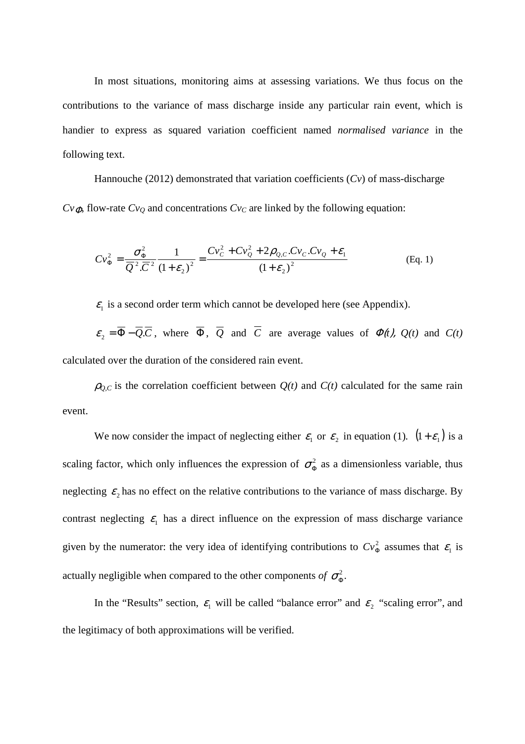In most situations, monitoring aims at assessing variations. We thus focus on the contributions to the variance of mass discharge inside any particular rain event, which is handier to express as squared variation coefficient named *normalised variance* in the following text.

Hannouche (2012) demonstrated that variation coefficients (*Cv*) of mass-discharge $Cv_{\Phi}$, flow-rate $Cv_Q$ and concentrations $Cv_C$ are linked by the following equation:

$$Cv_{\Phi}^2 = \frac{\sigma_{\Phi}^2}{\overline{Q}^2.\overline{C}^2} \frac{1}{(1+\varepsilon_2)^2} = \frac{Cv_C^2 + Cv_Q^2 + 2\rho_{Q,C}.Cv_C.Cv_Q + \varepsilon_1}{(1+\varepsilon_2)^2} \quad \text{(Eq. 1)}$$

$\varepsilon_1$ is a second order term which cannot be developed here (see Appendix).

$\varepsilon_2 = \overline{\Phi} - \overline{Q}.\overline{C}$, where $\overline{\Phi}$, $\overline{Q}$ and $\overline{C}$ are average values of *Φ(t), Q(t)* and *C(t)* calculated over the duration of the considered rain event.

$\rho_{Q,C}$ is the correlation coefficient between *Q(t)* and *C(t)* calculated for the same rain event.

We now consider the impact of neglecting either $\varepsilon_1$ or $\varepsilon_2$ in equation (1). $(1+\varepsilon_1)$ is a scaling factor, which only influences the expression of $\sigma_{\Phi}^2$ as a dimensionless variable, thus neglecting $\varepsilon_2$ has no effect on the relative contributions to the variance of mass discharge. By contrast neglecting $\varepsilon_1$ has a direct influence on the expression of mass discharge variance given by the numerator: the very idea of identifying contributions to $Cv_{\Phi}^2$ assumes that $\varepsilon_1$ is actually negligible when compared to the other components *of* $\sigma_{\Phi}^2$.

In the "Results" section, $\varepsilon_1$ will be called "balance error" and $\varepsilon_2$ "scaling error", and the legitimacy of both approximations will be verified.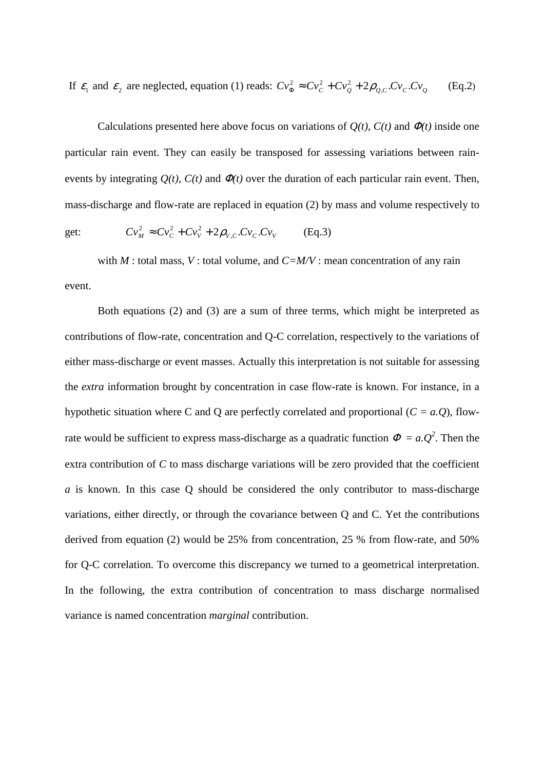If $\varepsilon_1$ and $\varepsilon_2$ are neglected, equation (1) reads: $Cv_\Phi^2 \approx Cv_C^2 + Cv_Q^2 + 2\rho_{Q,C}.Cv_C.Cv_Q$ (Eq.2)

Calculations presented here above focus on variations of *Q(t)*, *C(t)* and *Φ(t)* inside one particular rain event. They can easily be transposed for assessing variations between rain-events by integrating *Q(t)*, *C(t)* and *Φ(t)* over the duration of each particular rain event. Then, mass-discharge and flow-rate are replaced in equation (2) by mass and volume respectively to get:

$$Cv_M^2 \approx Cv_C^2 + Cv_V^2 + 2\rho_{V,C}.Cv_C.Cv_V \qquad \text{(Eq.3)}$$

with *M* : total mass, *V* : total volume, and *C=M/V* : mean concentration of any rain event.

Both equations (2) and (3) are a sum of three terms, which might be interpreted as contributions of flow-rate, concentration and Q-C correlation, respectively to the variations of either mass-discharge or event masses. Actually this interpretation is not suitable for assessing the *extra* information brought by concentration in case flow-rate is known. For instance, in a hypothetic situation where C and Q are perfectly correlated and proportional ($C = a.Q$), flow-rate would be sufficient to express mass-discharge as a quadratic function $\Phi = a.Q^2$. Then the extra contribution of *C* to mass discharge variations will be zero provided that the coefficient *a* is known. In this case Q should be considered the only contributor to mass-discharge variations, either directly, or through the covariance between Q and C. Yet the contributions derived from equation (2) would be 25% from concentration, 25 % from flow-rate, and 50% for Q-C correlation. To overcome this discrepancy we turned to a geometrical interpretation. In the following, the extra contribution of concentration to mass discharge normalised variance is named concentration *marginal* contribution.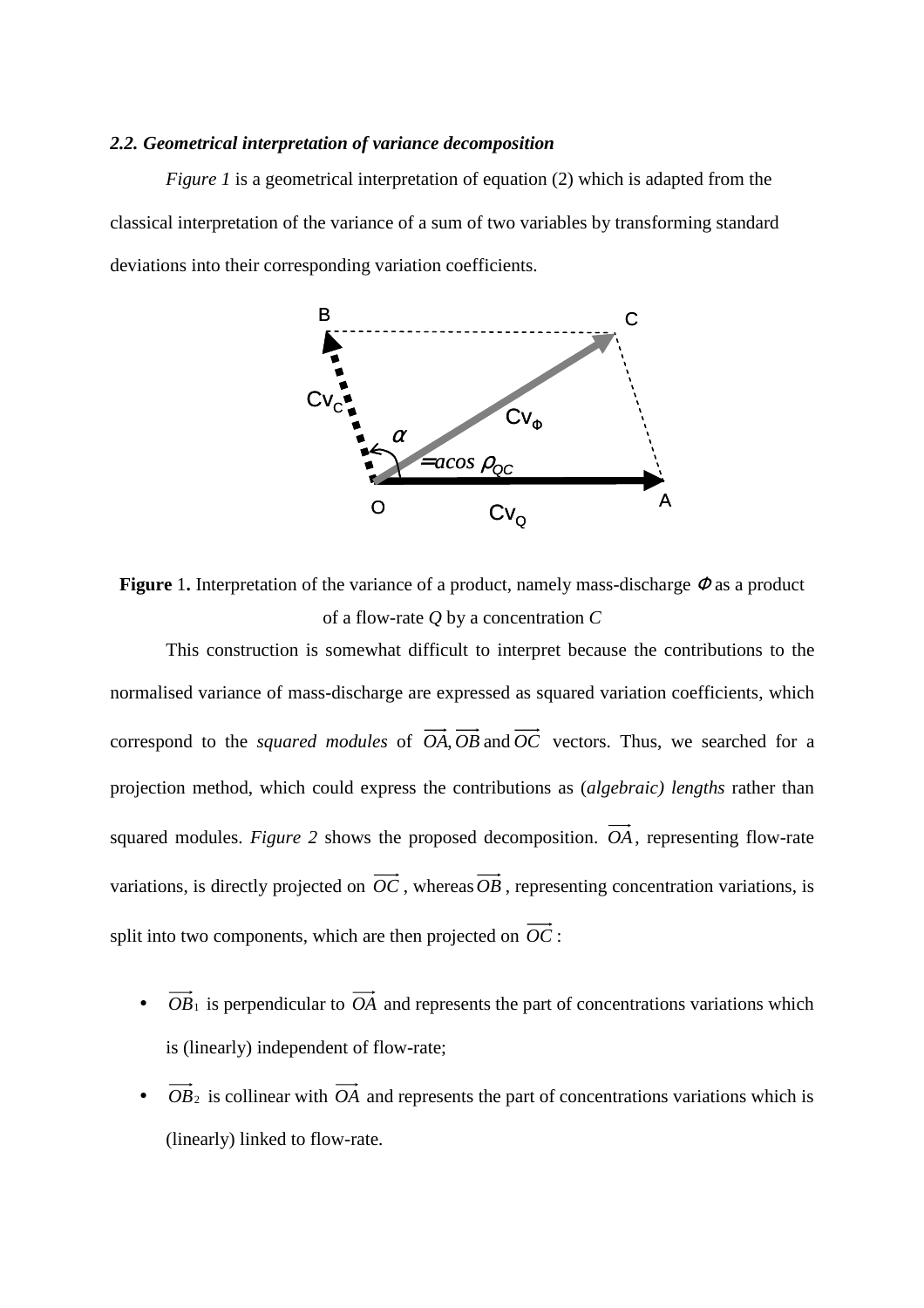### *2.2. Geometrical interpretation of variance decomposition*

*Figure 1* is a geometrical interpretation of equation (2) which is adapted from the classical interpretation of the variance of a sum of two variables by transforming standard deviations into their corresponding variation coefficients.

**Figure 1.** Interpretation of the variance of a product, namely mass-discharge $\Phi$ as a product of a flow-rate *Q* by a concentration *C*

This construction is somewhat difficult to interpret because the contributions to the normalised variance of mass-discharge are expressed as squared variation coefficients, which correspond to the *squared modules* of $\overrightarrow{OA}, \overrightarrow{OB}$ and $\overrightarrow{OC}$ vectors. Thus, we searched for a projection method, which could express the contributions as (*algebraic) lengths* rather than squared modules. *Figure 2* shows the proposed decomposition. $\overrightarrow{OA}$, representing flow-rate variations, is directly projected on $\overrightarrow{OC}$, whereas $\overrightarrow{OB}$, representing concentration variations, is split into two components, which are then projected on $\overrightarrow{OC}$:

- $\overrightarrow{OB_1}$ is perpendicular to $\overrightarrow{OA}$ and represents the part of concentrations variations which is (linearly) independent of flow-rate;
- $\overrightarrow{OB_2}$ is collinear with $\overrightarrow{OA}$ and represents the part of concentrations variations which is (linearly) linked to flow-rate.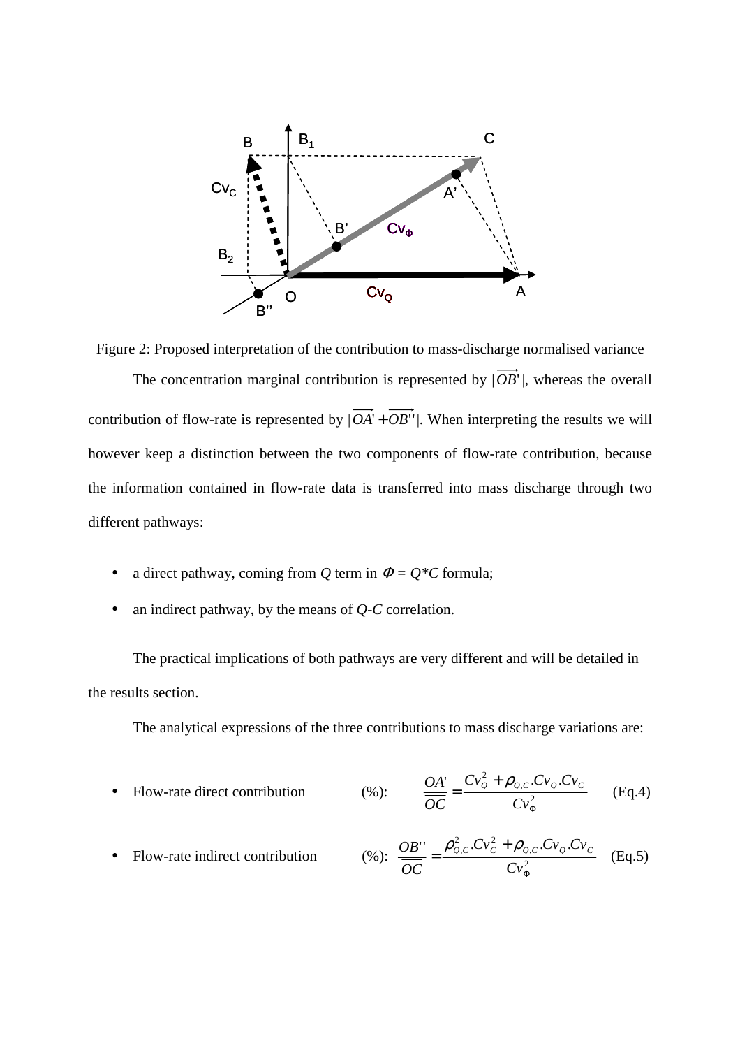Figure 2: Proposed interpretation of the contribution to mass-discharge normalised variance

The concentration marginal contribution is represented by $|\overrightarrow{OB'}|$, whereas the overall contribution of flow-rate is represented by $|\overrightarrow{OA'}+\overrightarrow{OB''}|$. When interpreting the results we will however keep a distinction between the two components of flow-rate contribution, because the information contained in flow-rate data is transferred into mass discharge through two different pathways:

- a direct pathway, coming from *Q* term in $\Phi = Q*C$ formula;
- an indirect pathway, by the means of *Q*-*C* correlation.

The practical implications of both pathways are very different and will be detailed in the results section.

The analytical expressions of the three contributions to mass discharge variations are:

- Flow-rate direct contribution (%): $$\frac{\overline{OA'}}{\overline{OC}} = \frac{Cv_Q^2 + \rho_{Q,C}.Cv_Q.Cv_C}{Cv_\Phi^2} \quad \text{(Eq.4)}$$

- Flow-rate indirect contribution (%): $$\frac{\overline{OB''}}{\overline{OC}} = \frac{\rho_{Q,C}^2.Cv_C^2 + \rho_{Q,C}.Cv_Q.Cv_C}{Cv_\Phi^2} \quad \text{(Eq.5)}$$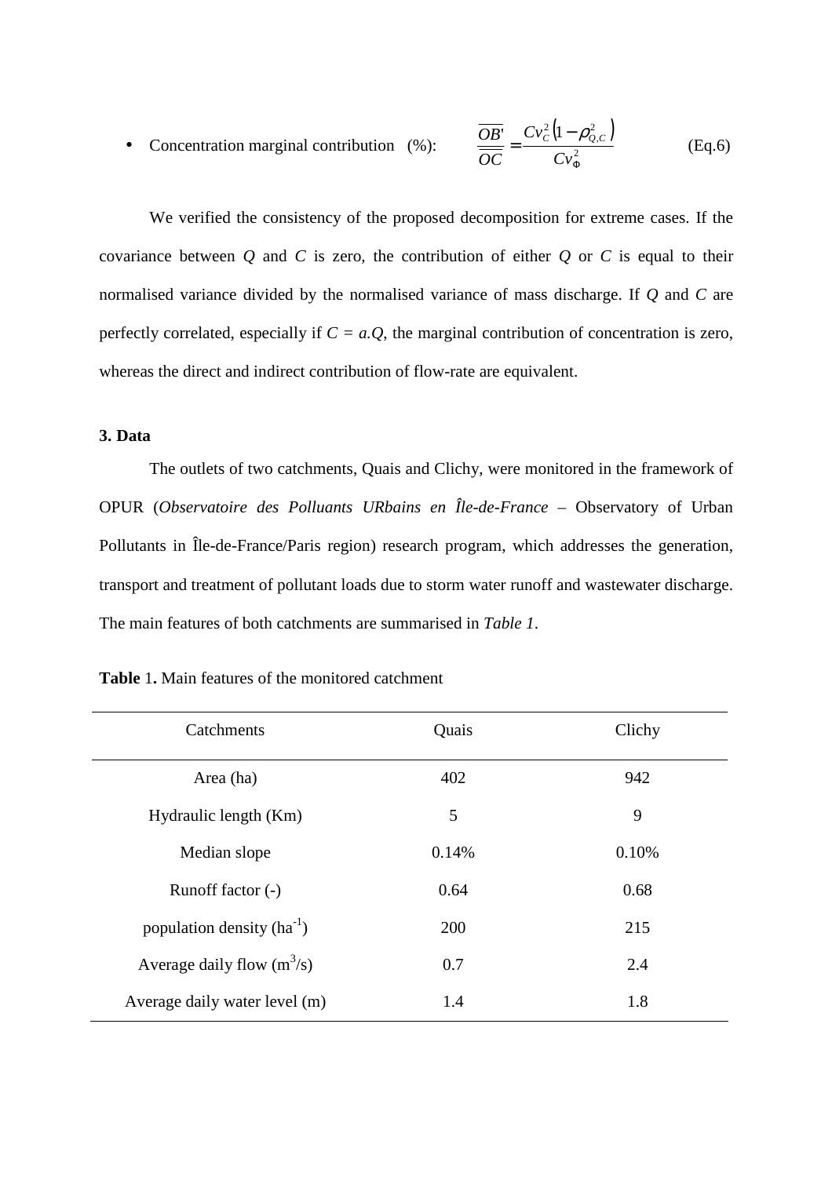- Concentration marginal contribution (%): $$\frac{\overline{OB'}}{\overline{OC}} = \frac{Cv_C^2 \left(1-\rho_{Q,C}^2\right)}{Cv_\Phi^2} \qquad \text{(Eq.6)}$$

We verified the consistency of the proposed decomposition for extreme cases. If the covariance between $Q$ and $C$ is zero, the contribution of either $Q$ or $C$ is equal to their normalised variance divided by the normalised variance of mass discharge. If $Q$ and $C$ are perfectly correlated, especially if $C = a.Q$, the marginal contribution of concentration is zero, whereas the direct and indirect contribution of flow-rate are equivalent.

### 3. Data

The outlets of two catchments, Quais and Clichy, were monitored in the framework of OPUR (*Observatoire des Polluants URbains en Île-de-France* – Observatory of Urban Pollutants in Île-de-France/Paris region) research program, which addresses the generation, transport and treatment of pollutant loads due to storm water runoff and wastewater discharge. The main features of both catchments are summarised in *Table 1*.

**Table 1.** Main features of the monitored catchment

| Catchments | Quais | Clichy |
| --- | --- | --- |
| Area (ha) | 402 | 942 |
| Hydraulic length (Km) | 5 | 9 |
| Median slope | 0.14% | 0.10% |
| Runoff factor (-) | 0.64 | 0.68 |
| population density ($ha^{-1}$) | 200 | 215 |
| Average daily flow ($m^3/s$) | 0.7 | 2.4 |
| Average daily water level (m) | 1.4 | 1.8 |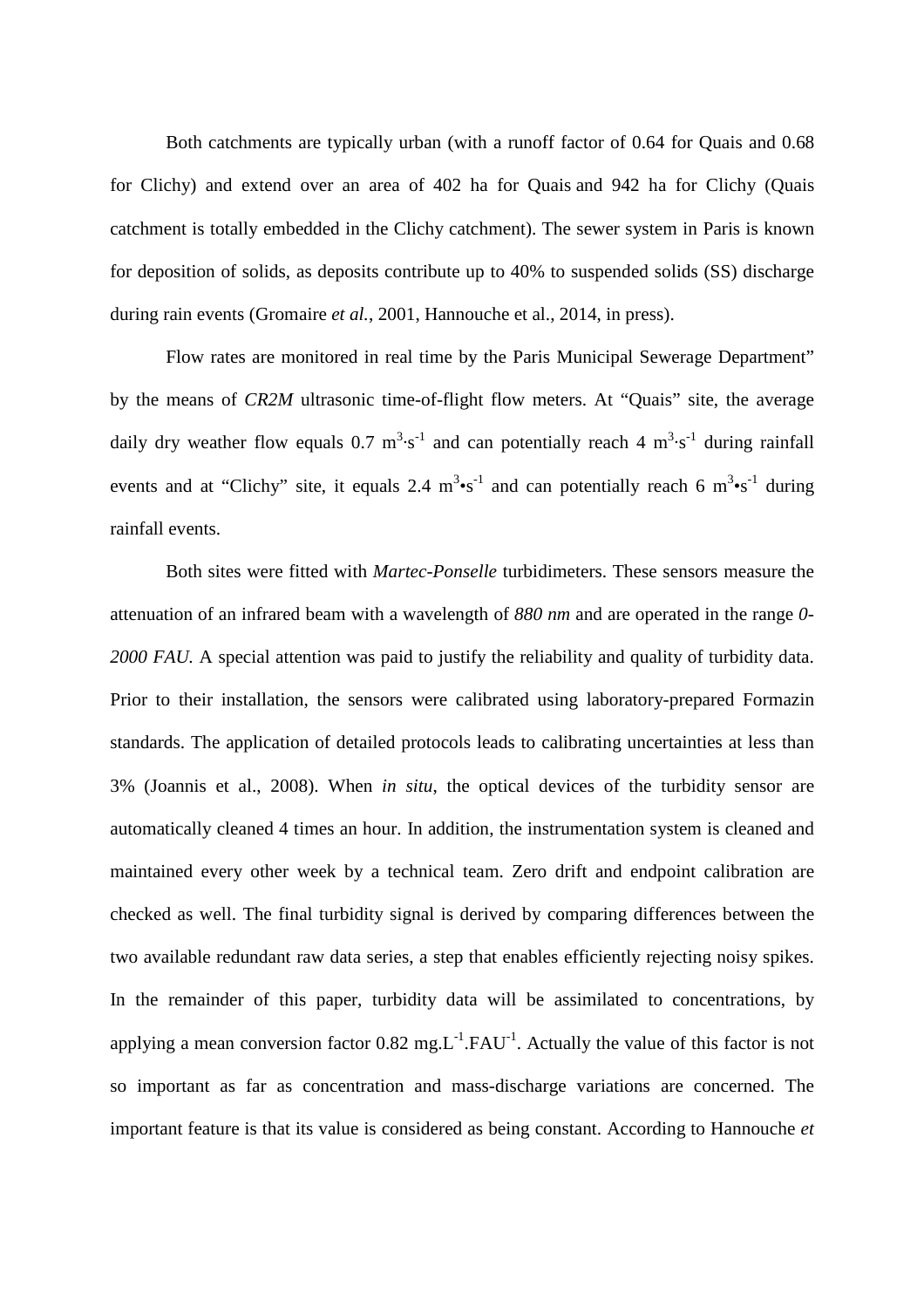Both catchments are typically urban (with a runoff factor of 0.64 for Quais and 0.68 for Clichy) and extend over an area of 402 ha for Quais and 942 ha for Clichy (Quais catchment is totally embedded in the Clichy catchment). The sewer system in Paris is known for deposition of solids, as deposits contribute up to 40% to suspended solids (SS) discharge during rain events (Gromaire *et al.*, 2001, Hannouche et al., 2014, in press).

Flow rates are monitored in real time by the Paris Municipal Sewerage Department" by the means of *CR2M* ultrasonic time-of-flight flow meters. At "Quais" site, the average daily dry weather flow equals 0.7 $m^3 \cdot s^{-1}$ and can potentially reach 4 $m^3 \cdot s^{-1}$ during rainfall events and at "Clichy" site, it equals 2.4 $m^3 \cdot s^{-1}$ and can potentially reach 6 $m^3 \cdot s^{-1}$ during rainfall events.

Both sites were fitted with *Martec-Ponselle* turbidimeters. These sensors measure the attenuation of an infrared beam with a wavelength of *880 nm* and are operated in the range *0-2000 FAU*. A special attention was paid to justify the reliability and quality of turbidity data. Prior to their installation, the sensors were calibrated using laboratory-prepared Formazin standards. The application of detailed protocols leads to calibrating uncertainties at less than 3% (Joannis et al., 2008). When *in situ*, the optical devices of the turbidity sensor are automatically cleaned 4 times an hour. In addition, the instrumentation system is cleaned and maintained every other week by a technical team. Zero drift and endpoint calibration are checked as well. The final turbidity signal is derived by comparing differences between the two available redundant raw data series, a step that enables efficiently rejecting noisy spikes. In the remainder of this paper, turbidity data will be assimilated to concentrations, by applying a mean conversion factor 0.82 $mg.L^{-1}.FAU^{-1}$. Actually the value of this factor is not so important as far as concentration and mass-discharge variations are concerned. The important feature is that its value is considered as being constant. According to Hannouche *et*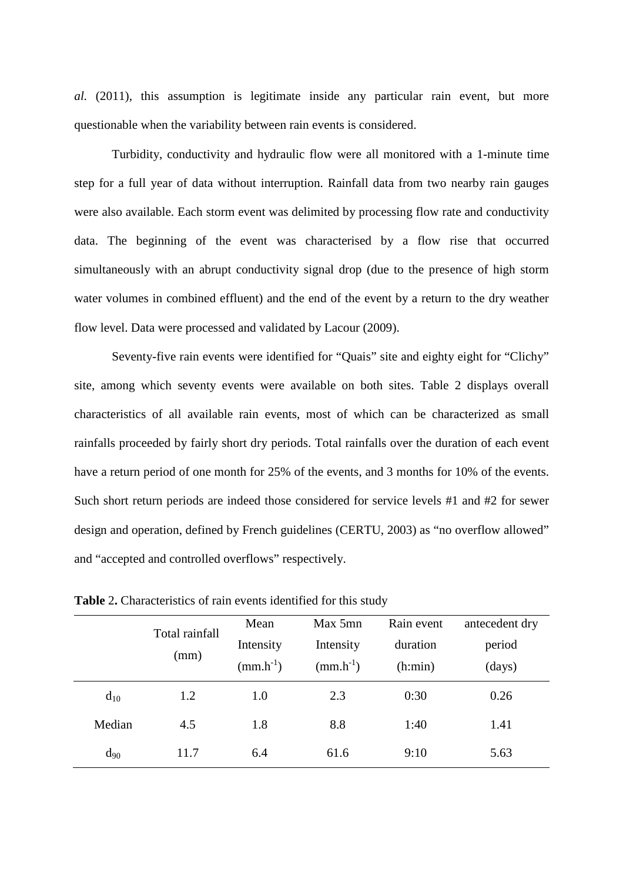*al.* (2011), this assumption is legitimate inside any particular rain event, but more questionable when the variability between rain events is considered.

Turbidity, conductivity and hydraulic flow were all monitored with a 1-minute time step for a full year of data without interruption. Rainfall data from two nearby rain gauges were also available. Each storm event was delimited by processing flow rate and conductivity data. The beginning of the event was characterised by a flow rise that occurred simultaneously with an abrupt conductivity signal drop (due to the presence of high storm water volumes in combined effluent) and the end of the event by a return to the dry weather flow level. Data were processed and validated by Lacour (2009).

Seventy-five rain events were identified for "Quais" site and eighty eight for "Clichy" site, among which seventy events were available on both sites. Table 2 displays overall characteristics of all available rain events, most of which can be characterized as small rainfalls proceeded by fairly short dry periods. Total rainfalls over the duration of each event have a return period of one month for 25% of the events, and 3 months for 10% of the events. Such short return periods are indeed those considered for service levels #1 and #2 for sewer design and operation, defined by French guidelines (CERTU, 2003) as "no overflow allowed" and "accepted and controlled overflows" respectively.

**Table** 2**.** Characteristics of rain events identified for this study

| | Total rainfall (mm) | Mean Intensity ($mm.h^{-1}$) | Max 5mn Intensity ($mm.h^{-1}$) | Rain event duration (h:min) | antecedent dry period (days) |
|---|---|---|---|---|---|
| $d_{10}$ | 1.2 | 1.0 | 2.3 | 0:30 | 0.26 |
| Median | 4.5 | 1.8 | 8.8 | 1:40 | 1.41 |
| $d_{90}$ | 11.7 | 6.4 | 61.6 | 9:10 | 5.63 |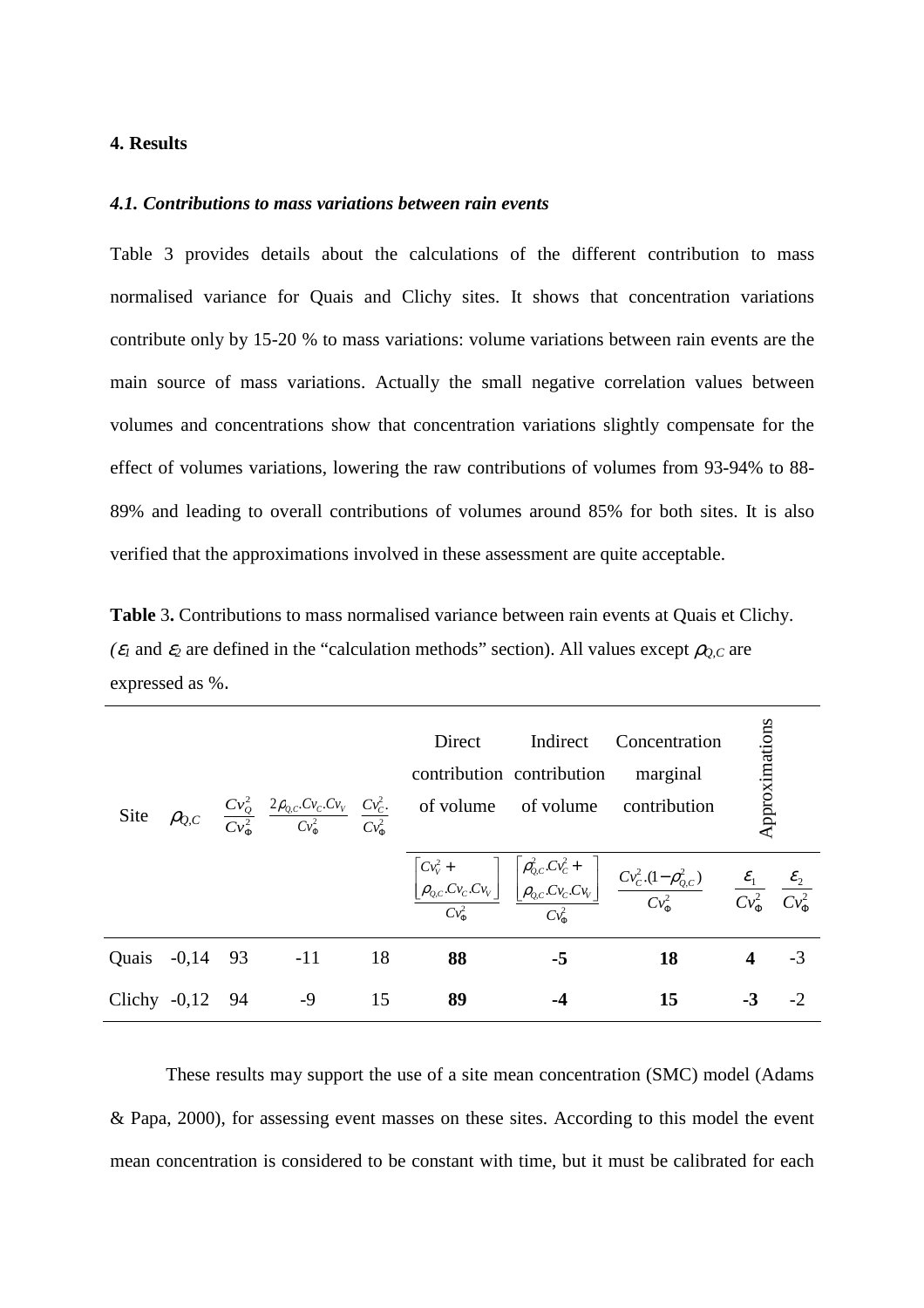## 4. Results

### *4.1. Contributions to mass variations between rain events*

Table 3 provides details about the calculations of the different contribution to mass normalised variance for Quais and Clichy sites. It shows that concentration variations contribute only by 15-20 % to mass variations: volume variations between rain events are the main source of mass variations. Actually the small negative correlation values between volumes and concentrations show that concentration variations slightly compensate for the effect of volumes variations, lowering the raw contributions of volumes from 93-94% to 88-89% and leading to overall contributions of volumes around 85% for both sites. It is also verified that the approximations involved in these assessment are quite acceptable.

**Table** 3**.** Contributions to mass normalised variance between rain events at Quais et Clichy. *(*$\varepsilon_1$ and $\varepsilon_2$ are defined in the "calculation methods" section). All values except $\rho_{Q,C}$ are expressed as %.

| Site | $\rho_{Q,C}$ | $\frac{Cv_Q^2}{Cv_\Phi^2}$ | $\frac{2\rho_{Q,C}.Cv_C.Cv_V}{Cv_\Phi^2}$ | $\frac{Cv_C^2}{Cv_\Phi^2}$ | Direct contribution of volume | Indirect contribution of volume | Concentration marginal contribution | Approximations | |
|---|---|---|---|---|---|---|---|---|---|
| | | | | | $\frac{\left[Cv_V^2 + \rho_{Q,C}.Cv_C.Cv_V\right]}{Cv_\Phi^2}$ | $\frac{\left[\rho_{Q,C}^2.Cv_C^2 + \rho_{Q,C}.Cv_C.Cv_V\right]}{Cv_\Phi^2}$ | $\frac{Cv_C^2.(1-\rho_{Q,C}^2)}{Cv_\Phi^2}$ | $\frac{\varepsilon_1}{Cv_\Phi^2}$ | $\frac{\varepsilon_2}{Cv_\Phi^2}$ |
| Quais | -0,14 | 93 | -11 | 18 | **88** | **-5** | **18** | **4** | -3 |
| Clichy | -0,12 | 94 | -9 | 15 | **89** | **-4** | **15** | **-3** | -2 |

These results may support the use of a site mean concentration (SMC) model (Adams & Papa, 2000), for assessing event masses on these sites. According to this model the event mean concentration is considered to be constant with time, but it must be calibrated for each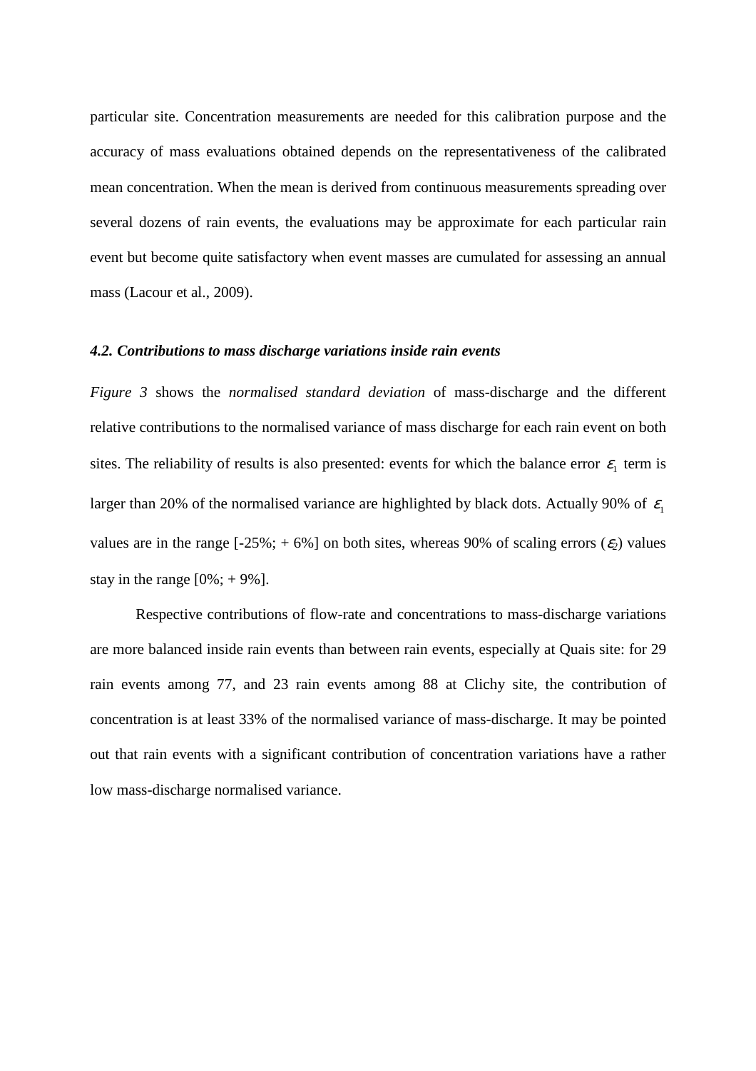particular site. Concentration measurements are needed for this calibration purpose and the accuracy of mass evaluations obtained depends on the representativeness of the calibrated mean concentration. When the mean is derived from continuous measurements spreading over several dozens of rain events, the evaluations may be approximate for each particular rain event but become quite satisfactory when event masses are cumulated for assessing an annual mass (Lacour et al., 2009).

### *4.2. Contributions to mass discharge variations inside rain events*

*Figure 3* shows the *normalised standard deviation* of mass-discharge and the different relative contributions to the normalised variance of mass discharge for each rain event on both sites. The reliability of results is also presented: events for which the balance error $\varepsilon_1$ term is larger than 20% of the normalised variance are highlighted by black dots. Actually 90% of $\varepsilon_1$ values are in the range [-25%; + 6%] on both sites, whereas 90% of scaling errors ($\varepsilon_2$) values stay in the range [0%; + 9%].

Respective contributions of flow-rate and concentrations to mass-discharge variations are more balanced inside rain events than between rain events, especially at Quais site: for 29 rain events among 77, and 23 rain events among 88 at Clichy site, the contribution of concentration is at least 33% of the normalised variance of mass-discharge. It may be pointed out that rain events with a significant contribution of concentration variations have a rather low mass-discharge normalised variance.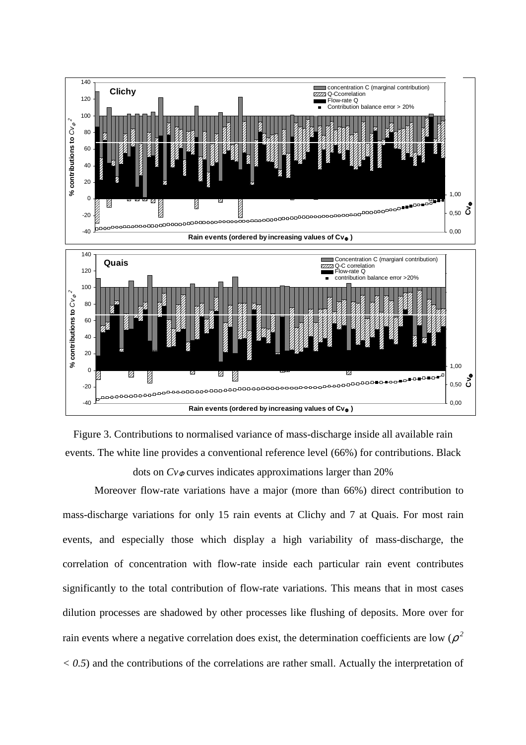Figure 3. Contributions to normalised variance of mass-discharge inside all available rain events. The white line provides a conventional reference level (66%) for contributions. Black dots on $Cv_{\Phi}$ curves indicates approximations larger than 20%

Moreover flow-rate variations have a major (more than 66%) direct contribution to mass-discharge variations for only 15 rain events at Clichy and 7 at Quais. For most rain events, and especially those which display a high variability of mass-discharge, the correlation of concentration with flow-rate inside each particular rain event contributes significantly to the total contribution of flow-rate variations. This means that in most cases dilution processes are shadowed by other processes like flushing of deposits. More over for rain events where a negative correlation does exist, the determination coefficients are low ($\rho^2 < 0.5$) and the contributions of the correlations are rather small. Actually the interpretation of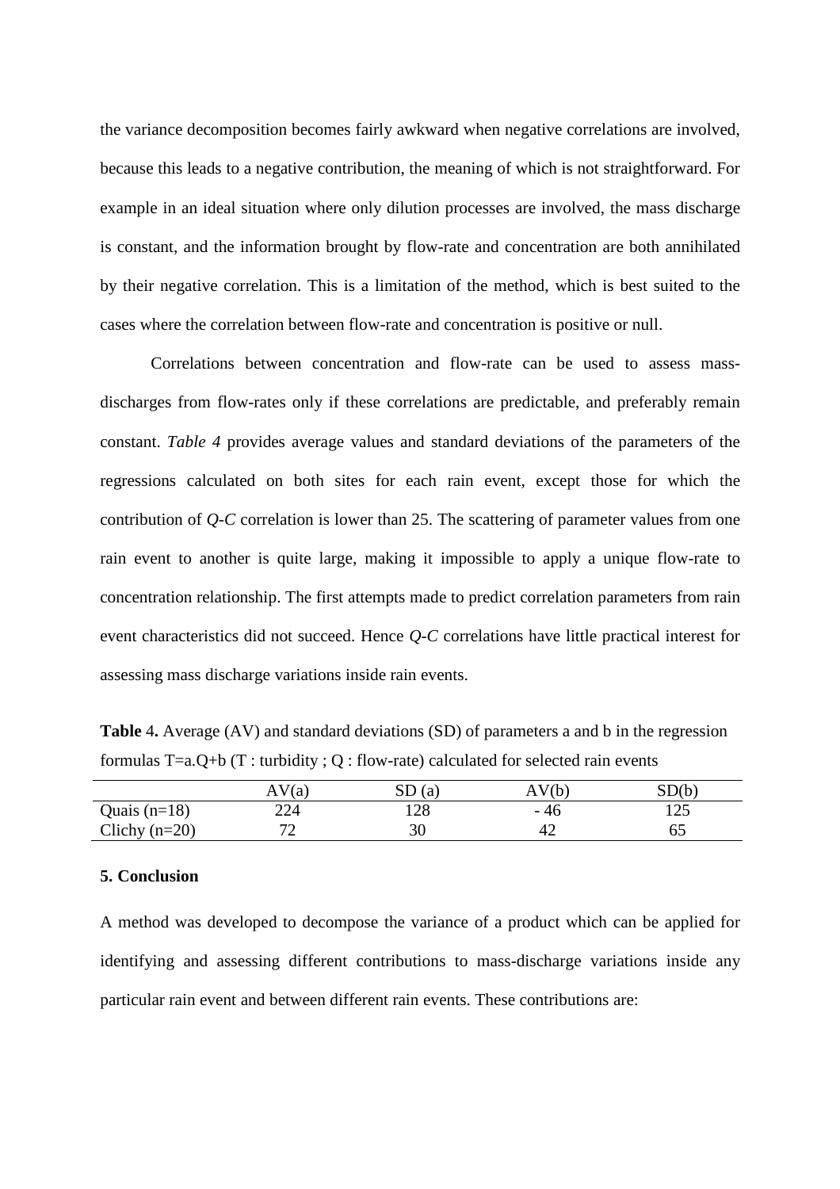the variance decomposition becomes fairly awkward when negative correlations are involved, because this leads to a negative contribution, the meaning of which is not straightforward. For example in an ideal situation where only dilution processes are involved, the mass discharge is constant, and the information brought by flow-rate and concentration are both annihilated by their negative correlation. This is a limitation of the method, which is best suited to the cases where the correlation between flow-rate and concentration is positive or null.

Correlations between concentration and flow-rate can be used to assess mass-discharges from flow-rates only if these correlations are predictable, and preferably remain constant. *Table 4* provides average values and standard deviations of the parameters of the regressions calculated on both sites for each rain event, except those for which the contribution of *Q-C* correlation is lower than 25. The scattering of parameter values from one rain event to another is quite large, making it impossible to apply a unique flow-rate to concentration relationship. The first attempts made to predict correlation parameters from rain event characteristics did not succeed. Hence *Q-C* correlations have little practical interest for assessing mass discharge variations inside rain events.

**Table** 4**.** Average (AV) and standard deviations (SD) of parameters a and b in the regression formulas T=a.Q+b (T : turbidity ; Q : flow-rate) calculated for selected rain events

| | AV(a) | SD (a) | AV(b) | SD(b) |
|---|---|---|---|---|
| Quais (n=18) | 224 | 128 | - 46 | 125 |
| Clichy (n=20) | 72 | 30 | 42 | 65 |

## 5. Conclusion

A method was developed to decompose the variance of a product which can be applied for identifying and assessing different contributions to mass-discharge variations inside any particular rain event and between different rain events. These contributions are: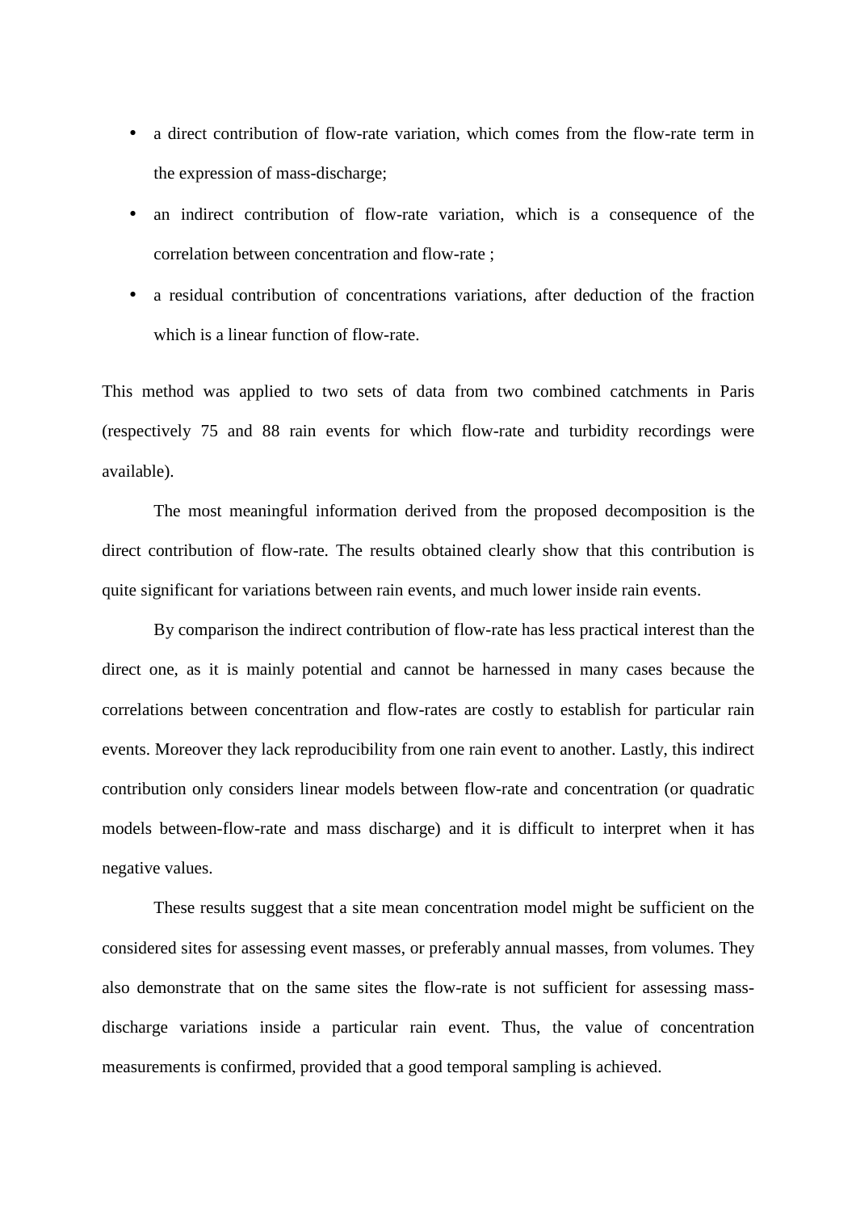- a direct contribution of flow-rate variation, which comes from the flow-rate term in the expression of mass-discharge;
- an indirect contribution of flow-rate variation, which is a consequence of the correlation between concentration and flow-rate ;
- a residual contribution of concentrations variations, after deduction of the fraction which is a linear function of flow-rate.

This method was applied to two sets of data from two combined catchments in Paris (respectively 75 and 88 rain events for which flow-rate and turbidity recordings were available).

The most meaningful information derived from the proposed decomposition is the direct contribution of flow-rate. The results obtained clearly show that this contribution is quite significant for variations between rain events, and much lower inside rain events.

By comparison the indirect contribution of flow-rate has less practical interest than the direct one, as it is mainly potential and cannot be harnessed in many cases because the correlations between concentration and flow-rates are costly to establish for particular rain events. Moreover they lack reproducibility from one rain event to another. Lastly, this indirect contribution only considers linear models between flow-rate and concentration (or quadratic models between-flow-rate and mass discharge) and it is difficult to interpret when it has negative values.

These results suggest that a site mean concentration model might be sufficient on the considered sites for assessing event masses, or preferably annual masses, from volumes. They also demonstrate that on the same sites the flow-rate is not sufficient for assessing mass-discharge variations inside a particular rain event. Thus, the value of concentration measurements is confirmed, provided that a good temporal sampling is achieved.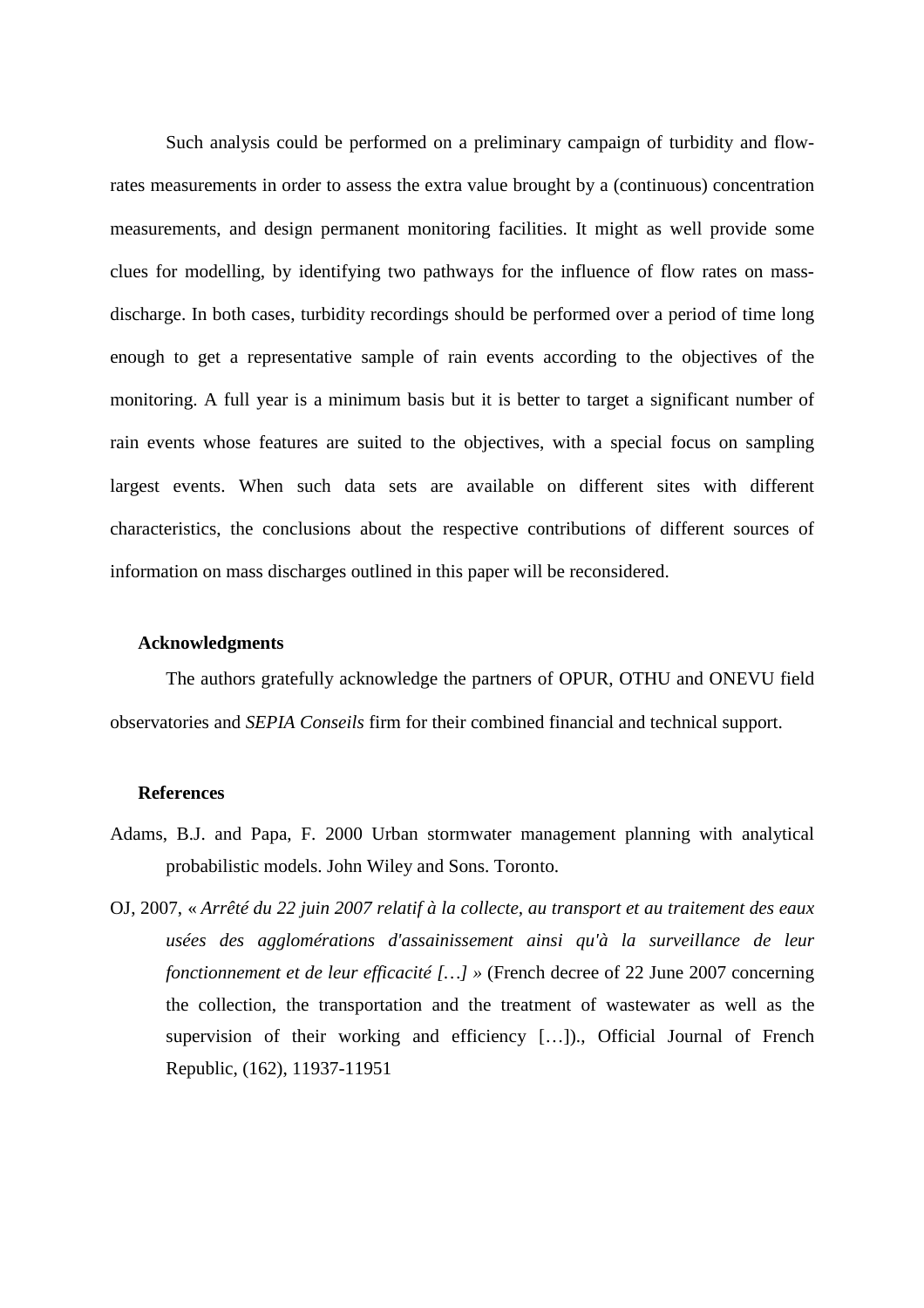Such analysis could be performed on a preliminary campaign of turbidity and flow-rates measurements in order to assess the extra value brought by a (continuous) concentration measurements, and design permanent monitoring facilities. It might as well provide some clues for modelling, by identifying two pathways for the influence of flow rates on mass-discharge. In both cases, turbidity recordings should be performed over a period of time long enough to get a representative sample of rain events according to the objectives of the monitoring. A full year is a minimum basis but it is better to target a significant number of rain events whose features are suited to the objectives, with a special focus on sampling largest events. When such data sets are available on different sites with different characteristics, the conclusions about the respective contributions of different sources of information on mass discharges outlined in this paper will be reconsidered.

## Acknowledgments

The authors gratefully acknowledge the partners of OPUR, OTHU and ONEVU field observatories and *SEPIA Conseils* firm for their combined financial and technical support.

## References

Adams, B.J. and Papa, F. 2000 Urban stormwater management planning with analytical probabilistic models. John Wiley and Sons. Toronto.

OJ, 2007, « *Arrêté du 22 juin 2007 relatif à la collecte, au transport et au traitement des eaux usées des agglomérations d'assainissement ainsi qu'à la surveillance de leur fonctionnement et de leur efficacité […]* » (French decree of 22 June 2007 concerning the collection, the transportation and the treatment of wastewater as well as the supervision of their working and efficiency […])., Official Journal of French Republic, (162), 11937-11951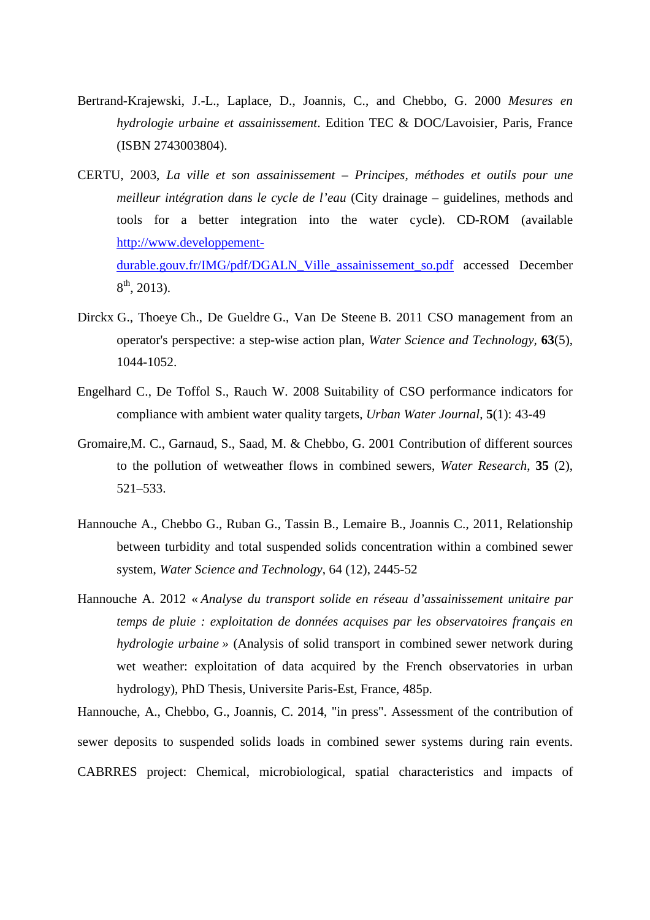Bertrand-Krajewski, J.-L., Laplace, D., Joannis, C., and Chebbo, G. 2000 *Mesures en hydrologie urbaine et assainissement*. Edition TEC & DOC/Lavoisier, Paris, France (ISBN 2743003804).

CERTU, 2003, *La ville et son assainissement – Principes, méthodes et outils pour une meilleur intégration dans le cycle de l'eau* (City drainage – guidelines, methods and tools for a better integration into the water cycle). CD-ROM (available [http://www.developpement-durable.gouv.fr/IMG/pdf/DGALN_Ville_assainissement_so.pdf](http://www.developpement-durable.gouv.fr/IMG/pdf/DGALN_Ville_assainissement_so.pdf) accessed December 8th, 2013).

Dirckx G., Thoeye Ch., De Gueldre G., Van De Steene B. 2011 CSO management from an operator's perspective: a step-wise action plan, *Water Science and Technology*, **63**(5), 1044-1052.

Engelhard C., De Toffol S., Rauch W. 2008 Suitability of CSO performance indicators for compliance with ambient water quality targets, *Urban Water Journal*, **5**(1): 43-49

Gromaire,M. C., Garnaud, S., Saad, M. & Chebbo, G. 2001 Contribution of different sources to the pollution of wetweather flows in combined sewers, *Water Research*, **35** (2), 521–533.

Hannouche A., Chebbo G., Ruban G., Tassin B., Lemaire B., Joannis C., 2011, Relationship between turbidity and total suspended solids concentration within a combined sewer system, *Water Science and Technology*, 64 (12), 2445-52

Hannouche A. 2012 « *Analyse du transport solide en réseau d'assainissement unitaire par temps de pluie : exploitation de données acquises par les observatoires français en hydrologie urbaine* » (Analysis of solid transport in combined sewer network during wet weather: exploitation of data acquired by the French observatories in urban hydrology), PhD Thesis, Universite Paris-Est, France, 485p.

Hannouche, A., Chebbo, G., Joannis, C. 2014, "in press". Assessment of the contribution of sewer deposits to suspended solids loads in combined sewer systems during rain events. CABRRES project: Chemical, microbiological, spatial characteristics and impacts of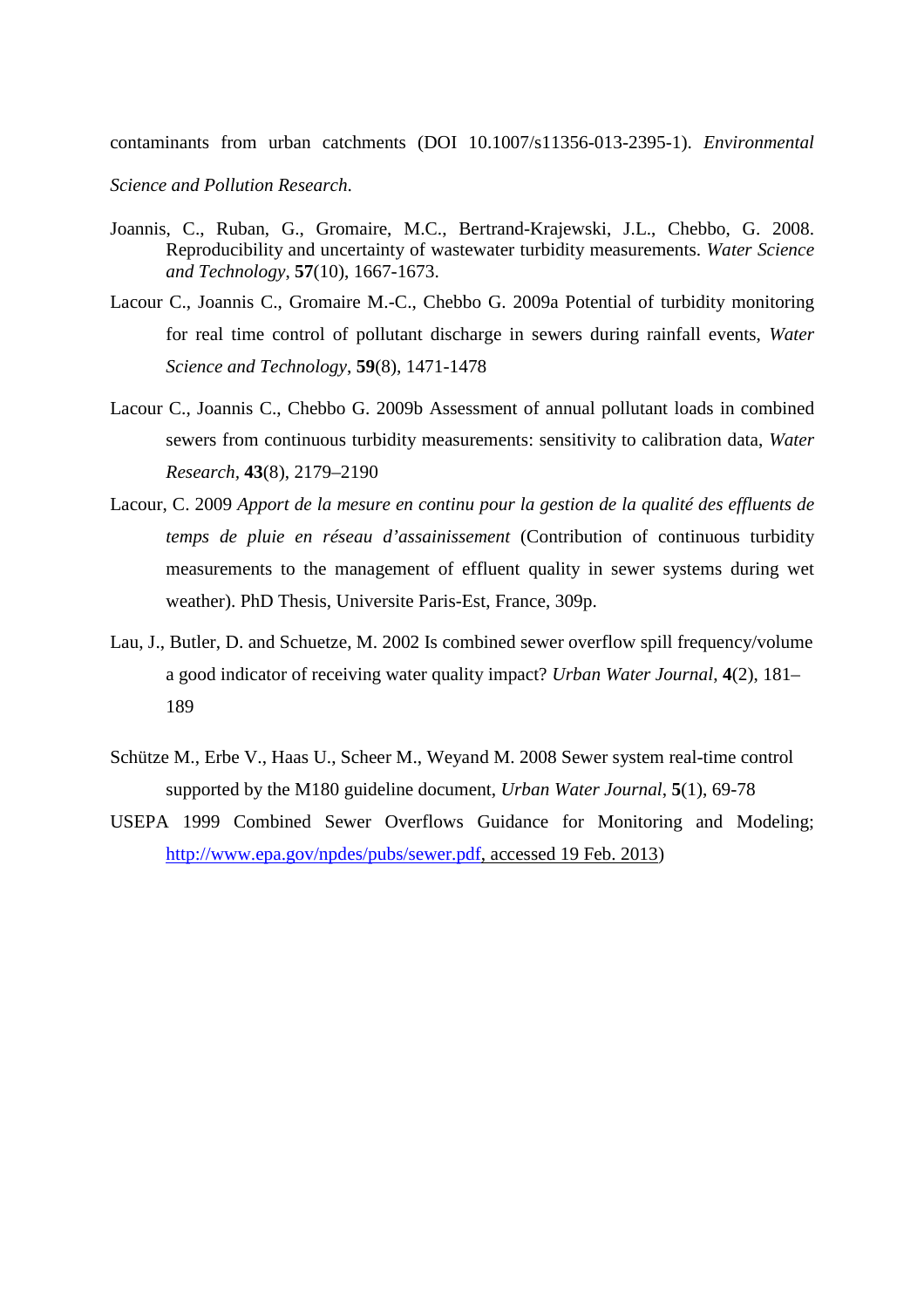contaminants from urban catchments (DOI 10.1007/s11356-013-2395-1). *Environmental Science and Pollution Research*.

Joannis, C., Ruban, G., Gromaire, M.C., Bertrand-Krajewski, J.L., Chebbo, G. 2008. Reproducibility and uncertainty of wastewater turbidity measurements. *Water Science and Technology*, **57**(10), 1667-1673.

Lacour C., Joannis C., Gromaire M.-C., Chebbo G. 2009a Potential of turbidity monitoring for real time control of pollutant discharge in sewers during rainfall events, *Water Science and Technology*, **59**(8), 1471-1478

Lacour C., Joannis C., Chebbo G. 2009b Assessment of annual pollutant loads in combined sewers from continuous turbidity measurements: sensitivity to calibration data, *Water Research*, **43**(8), 2179–2190

Lacour, C. 2009 *Apport de la mesure en continu pour la gestion de la qualité des effluents de temps de pluie en réseau d'assainissement* (Contribution of continuous turbidity measurements to the management of effluent quality in sewer systems during wet weather). PhD Thesis, Universite Paris-Est, France, 309p.

Lau, J., Butler, D. and Schuetze, M. 2002 Is combined sewer overflow spill frequency/volume a good indicator of receiving water quality impact? *Urban Water Journal*, **4**(2), 181–189

Schütze M., Erbe V., Haas U., Scheer M., Weyand M. 2008 Sewer system real-time control supported by the M180 guideline document, *Urban Water Journal*, **5**(1), 69-78

USEPA 1999 Combined Sewer Overflows Guidance for Monitoring and Modeling; http://www.epa.gov/npdes/pubs/sewer.pdf, accessed 19 Feb. 2013)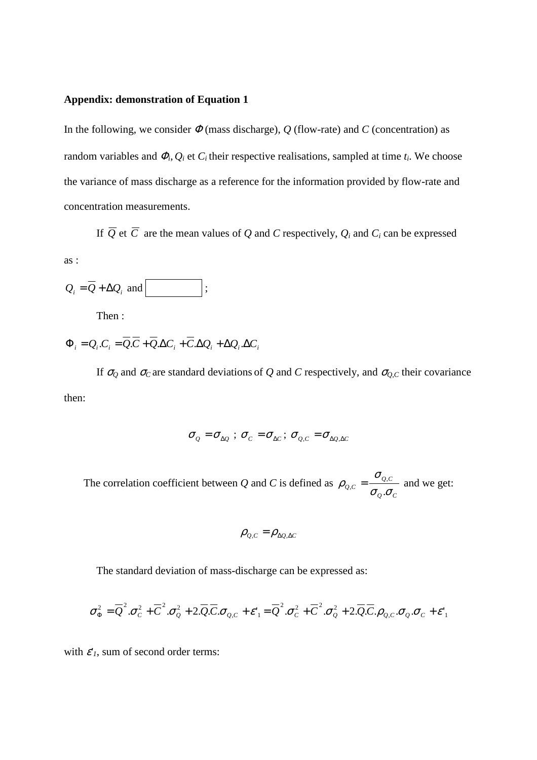**Appendix: demonstration of Equation 1**

In the following, we consider $\Phi$ (mass discharge), $Q$ (flow-rate) and $C$ (concentration) as random variables and $\Phi_i$, $Q_i$ et $C_i$ their respective realisations, sampled at time $t_i$. We choose the variance of mass discharge as a reference for the information provided by flow-rate and concentration measurements.

If $\overline{Q}$ et $\overline{C}$ are the mean values of $Q$ and $C$ respectively, $Q_i$ and $C_i$ can be expressed as :

$Q_i = \overline{Q} + \Delta Q_i$ and ;

Then :

$$\Phi_i = Q_i.C_i = \overline{Q}.\overline{C} + \overline{Q}.\Delta C_i + \overline{C}.\Delta Q_i + \Delta Q_i.\Delta C_i$$

If $\sigma_Q$ and $\sigma_C$ are standard deviations of $Q$ and $C$ respectively, and $\sigma_{Q,C}$ their covariance then:

$$\sigma_Q = \sigma_{\Delta Q} \; ; \; \sigma_C = \sigma_{\Delta C} \; ; \; \sigma_{Q,C} = \sigma_{\Delta Q, \Delta C}$$

The correlation coefficient between $Q$ and $C$ is defined as $\rho_{Q,C} = \dfrac{\sigma_{Q,C}}{\sigma_Q.\sigma_C}$ and we get:

$$\rho_{Q,C} = \rho_{\Delta Q, \Delta C}$$

The standard deviation of mass-discharge can be expressed as:

$$\sigma_\Phi^2 = \overline{Q}^2.\sigma_C^2 + \overline{C}^2.\sigma_Q^2 + 2.\overline{Q}.\overline{C}.\sigma_{Q,C} + \varepsilon'_1 = \overline{Q}^2.\sigma_C^2 + \overline{C}^2.\sigma_Q^2 + 2.\overline{Q}.\overline{C}.\rho_{Q,C}.\sigma_Q.\sigma_C + \varepsilon'_1$$

with $\varepsilon'_1$, sum of second order terms: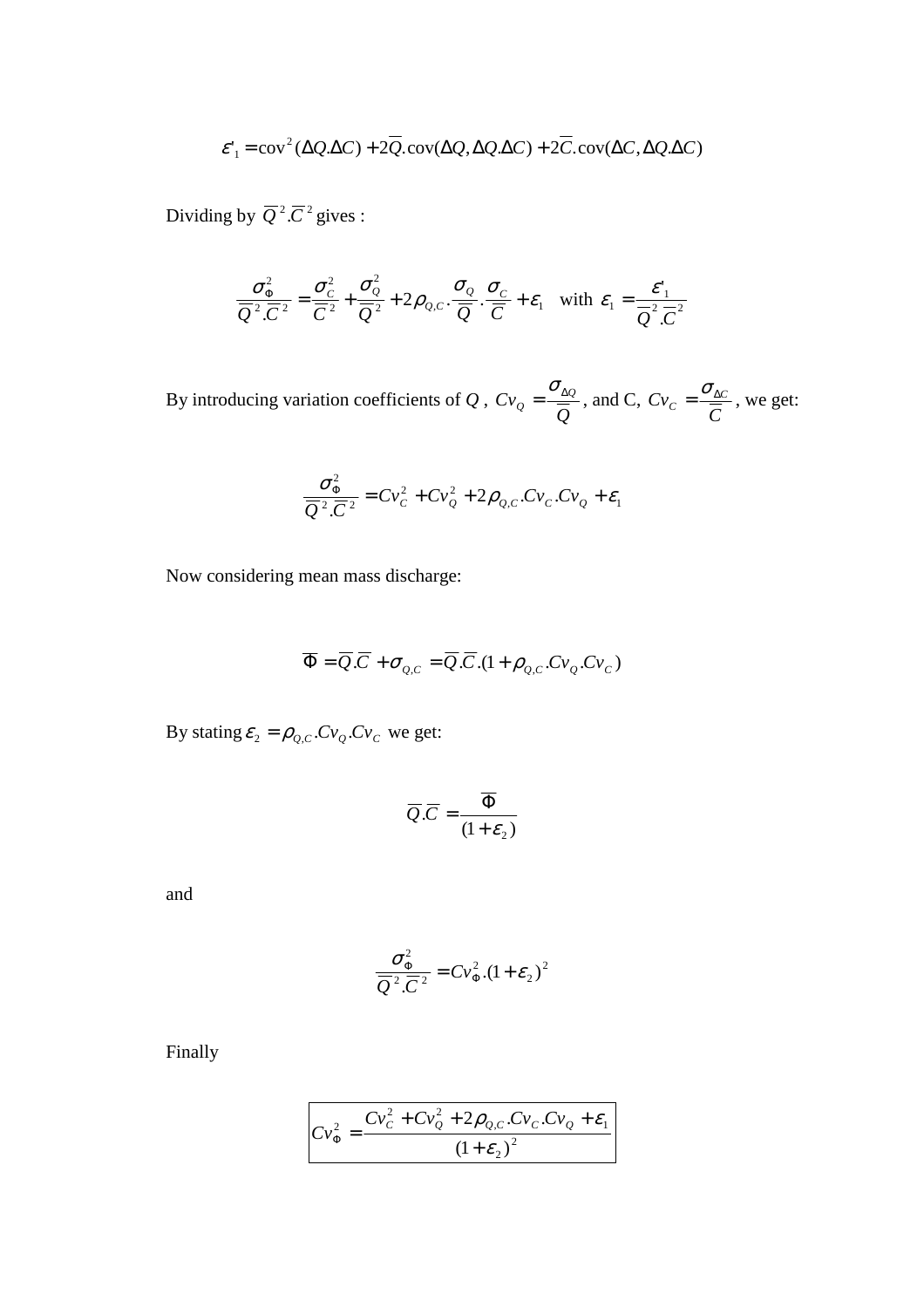$$\varepsilon'_1 = \text{cov}^2(\Delta Q.\Delta C) + 2\overline{Q}.\text{cov}(\Delta Q, \Delta Q.\Delta C) + 2\overline{C}.\text{cov}(\Delta C, \Delta Q.\Delta C)$$

Dividing by $\overline{Q}^2.\overline{C}^2$ gives :

$$\frac{\sigma_\Phi^2}{\overline{Q}^2.\overline{C}^2} = \frac{\sigma_C^2}{\overline{C}^2} + \frac{\sigma_Q^2}{\overline{Q}^2} + 2\rho_{Q,C}.\frac{\sigma_Q}{\overline{Q}}.\frac{\sigma_C}{\overline{C}} + \varepsilon_1 \quad \text{with } \varepsilon_1 = \frac{\varepsilon'_1}{\overline{Q}^2.\overline{C}^2}$$

By introducing variation coefficients of $Q$ , $Cv_Q = \frac{\sigma_{\Delta Q}}{\overline{Q}}$, and C, $Cv_C = \frac{\sigma_{\Delta C}}{\overline{C}}$, we get:

$$\frac{\sigma_\Phi^2}{\overline{Q}^2.\overline{C}^2} = Cv_C^2 + Cv_Q^2 + 2\rho_{Q,C}.Cv_C.Cv_Q + \varepsilon_1$$

Now considering mean mass discharge:

$$\overline{\Phi} = \overline{Q}.\overline{C} + \sigma_{Q,C} = \overline{Q}.\overline{C}.(1 + \rho_{Q,C}.Cv_Q.Cv_C)$$

By stating $\varepsilon_2 = \rho_{Q,C}.Cv_Q.Cv_C$ we get:

$$\overline{Q}.\overline{C} = \frac{\overline{\Phi}}{(1+\varepsilon_2)}$$

and

$$\frac{\sigma_\Phi^2}{\overline{Q}^2.\overline{C}^2} = Cv_\Phi^2.(1+\varepsilon_2)^2$$

Finally

$$\boxed{Cv_\Phi^2 = \frac{Cv_C^2 + Cv_Q^2 + 2\rho_{Q,C}.Cv_C.Cv_Q + \varepsilon_1}{(1+\varepsilon_2)^2}}$$